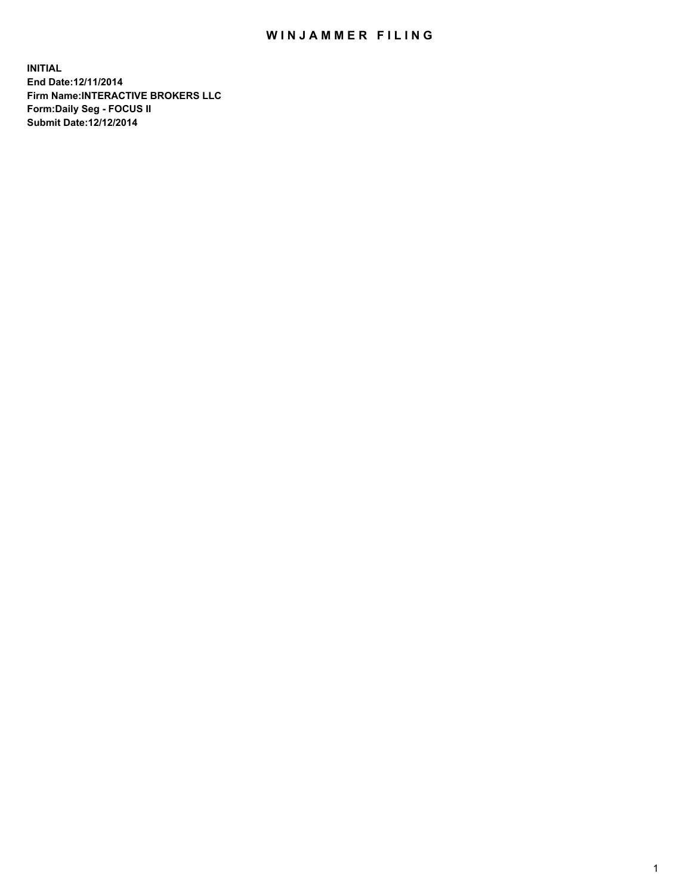# WINJAMMER FILING

**INITIAL**
**End Date:12/11/2014**
**Firm Name:INTERACTIVE BROKERS LLC**
**Form:Daily Seg - FOCUS II**
**Submit Date:12/12/2014**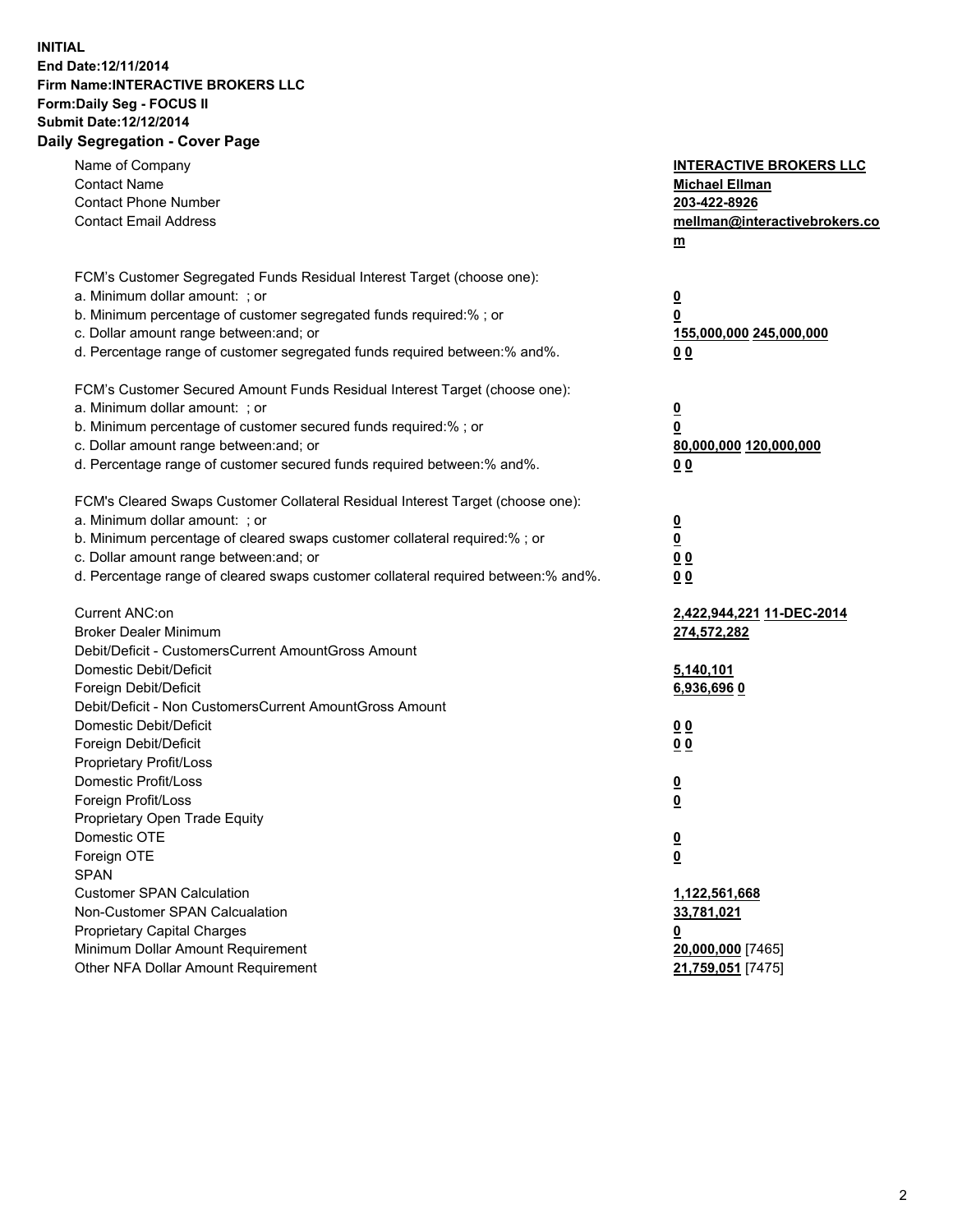**INITIAL**
**End Date:12/11/2014**
**Firm Name:INTERACTIVE BROKERS LLC**
**Form:Daily Seg - FOCUS II**
**Submit Date:12/12/2014**

## Daily Segregation - Cover Page

| | |
|---|---|
| Name of Company | **INTERACTIVE BROKERS LLC** |
| Contact Name | **Michael Ellman** |
| Contact Phone Number | **203-422-8926** |
| Contact Email Address | **mellman@interactivebrokers.com** |
| FCM's Customer Segregated Funds Residual Interest Target (choose one): | |
| a. Minimum dollar amount: ; or | **0** |
| b. Minimum percentage of customer segregated funds required:% ; or | **0** |
| c. Dollar amount range between:and; or | **155,000,000** **245,000,000** |
| d. Percentage range of customer segregated funds required between:% and%. | **0** **0** |
| FCM's Customer Secured Amount Funds Residual Interest Target (choose one): | |
| a. Minimum dollar amount: ; or | **0** |
| b. Minimum percentage of customer secured funds required:% ; or | **0** |
| c. Dollar amount range between:and; or | **80,000,000** **120,000,000** |
| d. Percentage range of customer secured funds required between:% and%. | **0** **0** |
| FCM's Cleared Swaps Customer Collateral Residual Interest Target (choose one): | |
| a. Minimum dollar amount: ; or | **0** |
| b. Minimum percentage of cleared swaps customer collateral required:% ; or | **0** |
| c. Dollar amount range between:and; or | **0** **0** |
| d. Percentage range of cleared swaps customer collateral required between:% and%. | **0** **0** |
| Current ANC:on | **2,422,944,221** **11-DEC-2014** |
| Broker Dealer Minimum | **274,572,282** |
| Debit/Deficit - CustomersCurrent AmountGross Amount | |
| Domestic Debit/Deficit | **5,140,101** |
| Foreign Debit/Deficit | **6,936,696** **0** |
| Debit/Deficit - Non CustomersCurrent AmountGross Amount | |
| Domestic Debit/Deficit | **0** **0** |
| Foreign Debit/Deficit | **0** **0** |
| Proprietary Profit/Loss | |
| Domestic Profit/Loss | **0** |
| Foreign Profit/Loss | **0** |
| Proprietary Open Trade Equity | |
| Domestic OTE | **0** |
| Foreign OTE | **0** |
| SPAN | |
| Customer SPAN Calculation | **1,122,561,668** |
| Non-Customer SPAN Calcualation | **33,781,021** |
| Proprietary Capital Charges | **0** |
| Minimum Dollar Amount Requirement | **20,000,000** [7465] |
| Other NFA Dollar Amount Requirement | **21,759,051** [7475] |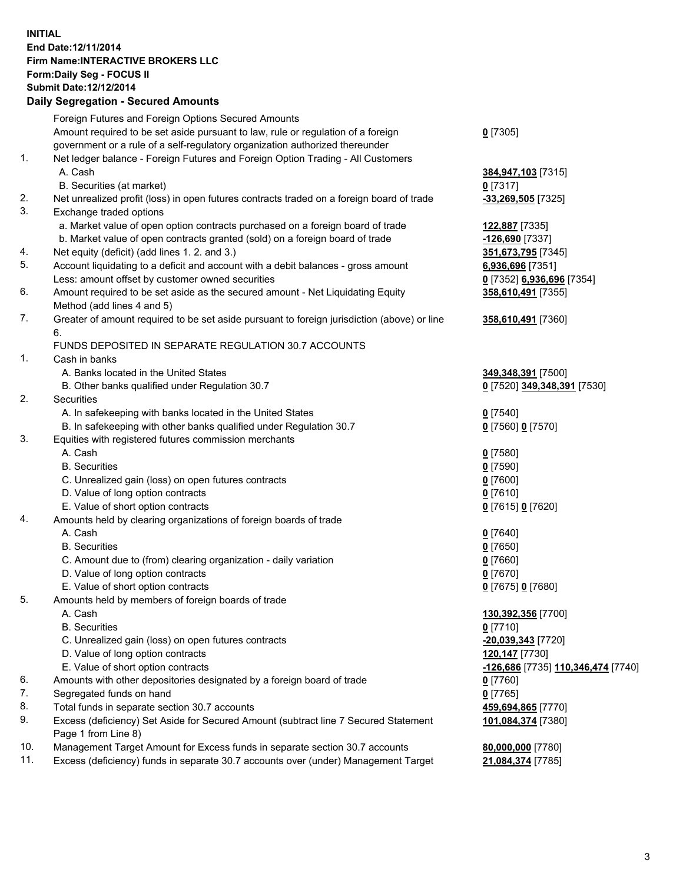**INITIAL**
**End Date:12/11/2014**
**Firm Name:INTERACTIVE BROKERS LLC**
**Form:Daily Seg - FOCUS II**
**Submit Date:12/12/2014**
**Daily Segregation - Secured Amounts**

| | | |
|---|---|---|
| | Foreign Futures and Foreign Options Secured Amounts | |
| | Amount required to be set aside pursuant to law, rule or regulation of a foreign government or a rule of a self-regulatory organization authorized thereunder | **0** [7305] |
| 1. | Net ledger balance - Foreign Futures and Foreign Option Trading - All Customers | |
| | A. Cash | **384,947,103** [7315] |
| | B. Securities (at market) | **0** [7317] |
| 2. | Net unrealized profit (loss) in open futures contracts traded on a foreign board of trade | **-33,269,505** [7325] |
| 3. | Exchange traded options | |
| | a. Market value of open option contracts purchased on a foreign board of trade | **122,887** [7335] |
| | b. Market value of open contracts granted (sold) on a foreign board of trade | **-126,690** [7337] |
| 4. | Net equity (deficit) (add lines 1. 2. and 3.) | **351,673,795** [7345] |
| 5. | Account liquidating to a deficit and account with a debit balances - gross amount | **6,936,696** [7351] |
| | Less: amount offset by customer owned securities | **0** [7352] **6,936,696** [7354] |
| 6. | Amount required to be set aside as the secured amount - Net Liquidating Equity Method (add lines 4 and 5) | **358,610,491** [7355] |
| 7. | Greater of amount required to be set aside pursuant to foreign jurisdiction (above) or line 6. | **358,610,491** [7360] |
| | FUNDS DEPOSITED IN SEPARATE REGULATION 30.7 ACCOUNTS | |
| 1. | Cash in banks | |
| | A. Banks located in the United States | **349,348,391** [7500] |
| | B. Other banks qualified under Regulation 30.7 | **0** [7520] **349,348,391** [7530] |
| 2. | Securities | |
| | A. In safekeeping with banks located in the United States | **0** [7540] |
| | B. In safekeeping with other banks qualified under Regulation 30.7 | **0** [7560] **0** [7570] |
| 3. | Equities with registered futures commission merchants | |
| | A. Cash | **0** [7580] |
| | B. Securities | **0** [7590] |
| | C. Unrealized gain (loss) on open futures contracts | **0** [7600] |
| | D. Value of long option contracts | **0** [7610] |
| | E. Value of short option contracts | **0** [7615] **0** [7620] |
| 4. | Amounts held by clearing organizations of foreign boards of trade | |
| | A. Cash | **0** [7640] |
| | B. Securities | **0** [7650] |
| | C. Amount due to (from) clearing organization - daily variation | **0** [7660] |
| | D. Value of long option contracts | **0** [7670] |
| | E. Value of short option contracts | **0** [7675] **0** [7680] |
| 5. | Amounts held by members of foreign boards of trade | |
| | A. Cash | **130,392,356** [7700] |
| | B. Securities | **0** [7710] |
| | C. Unrealized gain (loss) on open futures contracts | **-20,039,343** [7720] |
| | D. Value of long option contracts | **120,147** [7730] |
| | E. Value of short option contracts | **-126,686** [7735] **110,346,474** [7740] |
| 6. | Amounts with other depositories designated by a foreign board of trade | **0** [7760] |
| 7. | Segregated funds on hand | **0** [7765] |
| 8. | Total funds in separate section 30.7 accounts | **459,694,865** [7770] |
| 9. | Excess (deficiency) Set Aside for Secured Amount (subtract line 7 Secured Statement Page 1 from Line 8) | **101,084,374** [7380] |
| 10. | Management Target Amount for Excess funds in separate section 30.7 accounts | **80,000,000** [7780] |
| 11. | Excess (deficiency) funds in separate 30.7 accounts over (under) Management Target | **21,084,374** [7785] |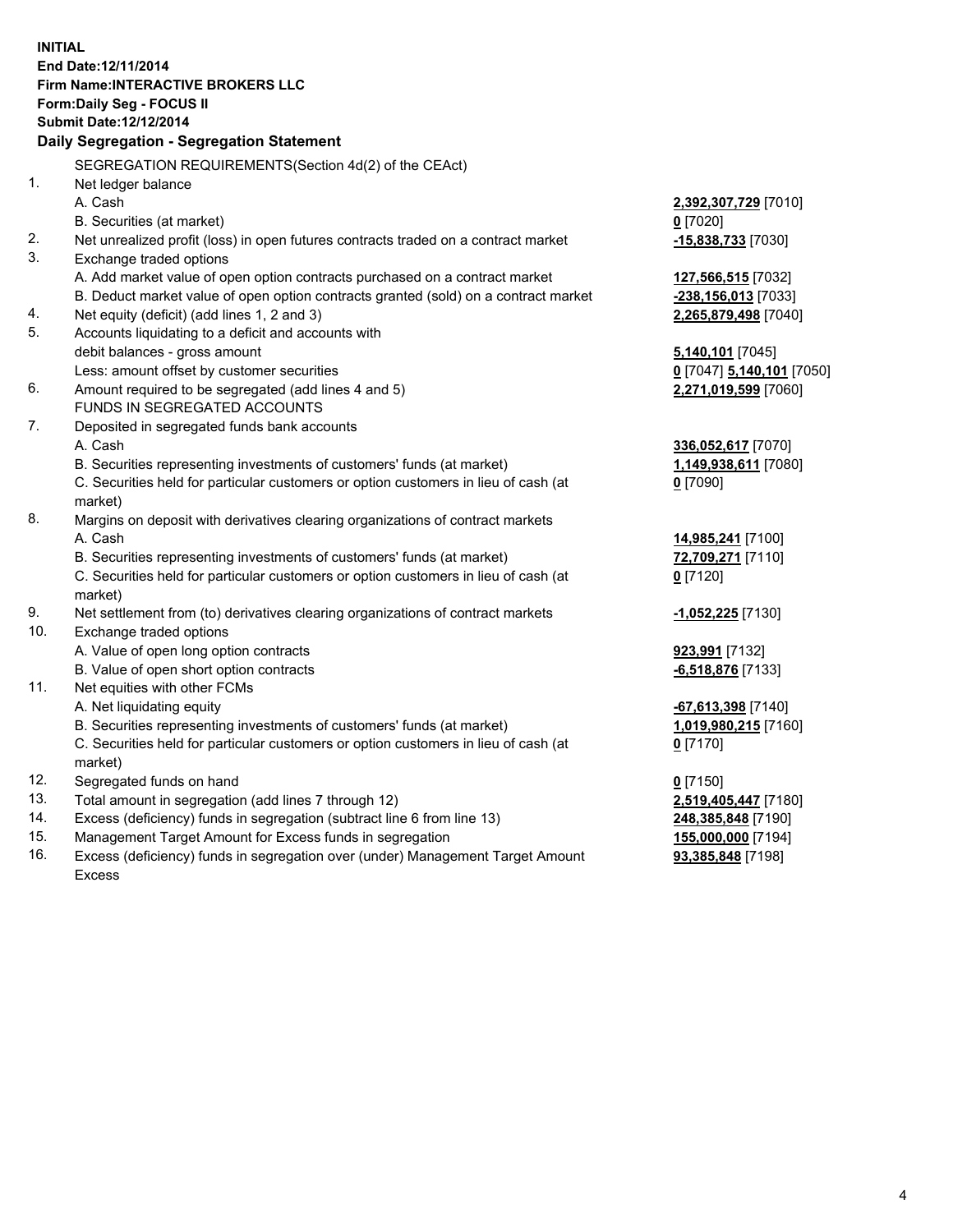**INITIAL**
**End Date:12/11/2014**
**Firm Name:INTERACTIVE BROKERS LLC**
**Form:Daily Seg - FOCUS II**
**Submit Date:12/12/2014**

## Daily Segregation - Segregation Statement

SEGREGATION REQUIREMENTS(Section 4d(2) of the CEAct)

| | | |
|---|---|---|
| 1. | Net ledger balance | |
| | A. Cash | **2,392,307,729** [7010] |
| | B. Securities (at market) | **0** [7020] |
| 2. | Net unrealized profit (loss) in open futures contracts traded on a contract market | **-15,838,733** [7030] |
| 3. | Exchange traded options | |
| | A. Add market value of open option contracts purchased on a contract market | **127,566,515** [7032] |
| | B. Deduct market value of open option contracts granted (sold) on a contract market | **-238,156,013** [7033] |
| 4. | Net equity (deficit) (add lines 1, 2 and 3) | **2,265,879,498** [7040] |
| 5. | Accounts liquidating to a deficit and accounts with | |
| | debit balances - gross amount | **5,140,101** [7045] |
| | Less: amount offset by customer securities | **0** [7047] **5,140,101** [7050] |
| 6. | Amount required to be segregated (add lines 4 and 5) | **2,271,019,599** [7060] |
| | FUNDS IN SEGREGATED ACCOUNTS | |
| 7. | Deposited in segregated funds bank accounts | |
| | A. Cash | **336,052,617** [7070] |
| | B. Securities representing investments of customers' funds (at market) | **1,149,938,611** [7080] |
| | C. Securities held for particular customers or option customers in lieu of cash (at market) | **0** [7090] |
| 8. | Margins on deposit with derivatives clearing organizations of contract markets | |
| | A. Cash | **14,985,241** [7100] |
| | B. Securities representing investments of customers' funds (at market) | **72,709,271** [7110] |
| | C. Securities held for particular customers or option customers in lieu of cash (at market) | **0** [7120] |
| 9. | Net settlement from (to) derivatives clearing organizations of contract markets | **-1,052,225** [7130] |
| 10. | Exchange traded options | |
| | A. Value of open long option contracts | **923,991** [7132] |
| | B. Value of open short option contracts | **-6,518,876** [7133] |
| 11. | Net equities with other FCMs | |
| | A. Net liquidating equity | **-67,613,398** [7140] |
| | B. Securities representing investments of customers' funds (at market) | **1,019,980,215** [7160] |
| | C. Securities held for particular customers or option customers in lieu of cash (at market) | **0** [7170] |
| 12. | Segregated funds on hand | **0** [7150] |
| 13. | Total amount in segregation (add lines 7 through 12) | **2,519,405,447** [7180] |
| 14. | Excess (deficiency) funds in segregation (subtract line 6 from line 13) | **248,385,848** [7190] |
| 15. | Management Target Amount for Excess funds in segregation | **155,000,000** [7194] |
| 16. | Excess (deficiency) funds in segregation over (under) Management Target Amount Excess | **93,385,848** [7198] |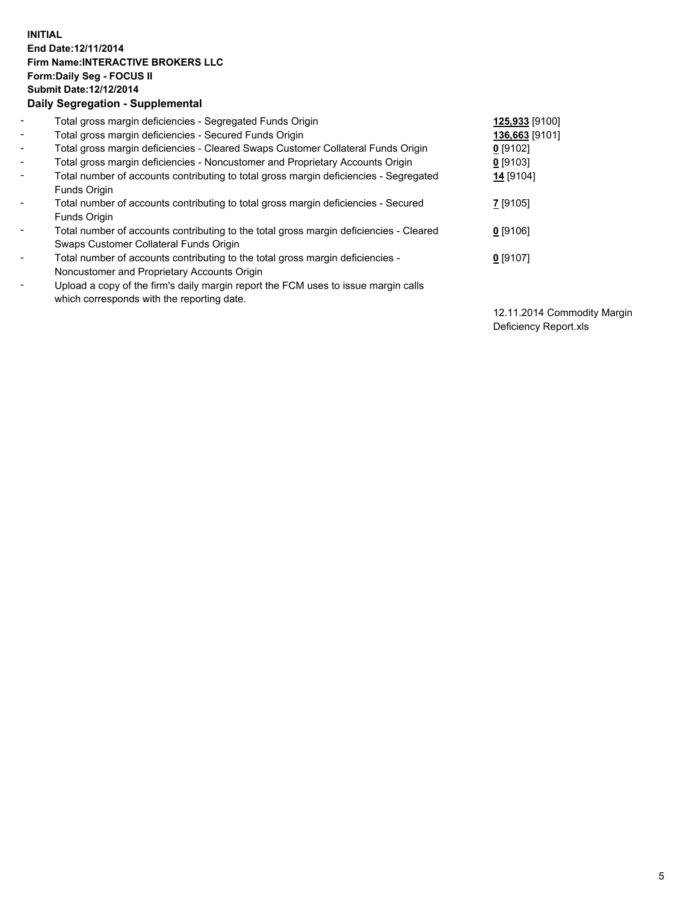**INITIAL**
**End Date:12/11/2014**
**Firm Name:INTERACTIVE BROKERS LLC**
**Form:Daily Seg - FOCUS II**
**Submit Date:12/12/2014**

## Daily Segregation - Supplemental

| | | |
|---|---|---|
| - | Total gross margin deficiencies - Segregated Funds Origin | **125,933** [9100] |
| - | Total gross margin deficiencies - Secured Funds Origin | **136,663** [9101] |
| - | Total gross margin deficiencies - Cleared Swaps Customer Collateral Funds Origin | **0** [9102] |
| - | Total gross margin deficiencies - Noncustomer and Proprietary Accounts Origin | **0** [9103] |
| - | Total number of accounts contributing to total gross margin deficiencies - Segregated Funds Origin | **14** [9104] |
| - | Total number of accounts contributing to total gross margin deficiencies - Secured Funds Origin | **7** [9105] |
| - | Total number of accounts contributing to the total gross margin deficiencies - Cleared Swaps Customer Collateral Funds Origin | **0** [9106] |
| - | Total number of accounts contributing to the total gross margin deficiencies - Noncustomer and Proprietary Accounts Origin | **0** [9107] |
| - | Upload a copy of the firm's daily margin report the FCM uses to issue margin calls which corresponds with the reporting date. | 12.11.2014 Commodity Margin Deficiency Report.xls |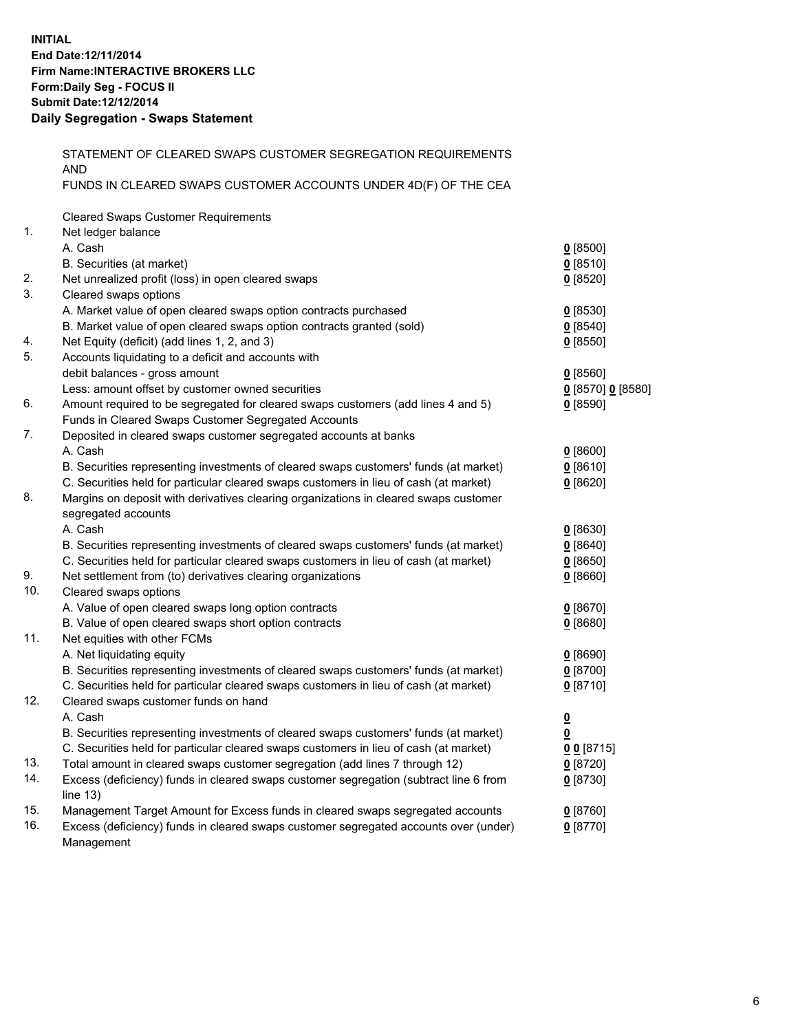**INITIAL**
**End Date:12/11/2014**
**Firm Name:INTERACTIVE BROKERS LLC**
**Form:Daily Seg - FOCUS II**
**Submit Date:12/12/2014**
**Daily Segregation - Swaps Statement**

STATEMENT OF CLEARED SWAPS CUSTOMER SEGREGATION REQUIREMENTS AND FUNDS IN CLEARED SWAPS CUSTOMER ACCOUNTS UNDER 4D(F) OF THE CEA

| | | |
|---|---|---|
| | Cleared Swaps Customer Requirements | |
| 1. | Net ledger balance | |
| | A. Cash | 0 [8500] |
| | B. Securities (at market) | 0 [8510] |
| 2. | Net unrealized profit (loss) in open cleared swaps | 0 [8520] |
| 3. | Cleared swaps options | |
| | A. Market value of open cleared swaps option contracts purchased | 0 [8530] |
| | B. Market value of open cleared swaps option contracts granted (sold) | 0 [8540] |
| 4. | Net Equity (deficit) (add lines 1, 2, and 3) | 0 [8550] |
| 5. | Accounts liquidating to a deficit and accounts with debit balances - gross amount | 0 [8560] |
| | Less: amount offset by customer owned securities | 0 [8570] 0 [8580] |
| 6. | Amount required to be segregated for cleared swaps customers (add lines 4 and 5) | 0 [8590] |
| | Funds in Cleared Swaps Customer Segregated Accounts | |
| 7. | Deposited in cleared swaps customer segregated accounts at banks | |
| | A. Cash | 0 [8600] |
| | B. Securities representing investments of cleared swaps customers' funds (at market) | 0 [8610] |
| | C. Securities held for particular cleared swaps customers in lieu of cash (at market) | 0 [8620] |
| 8. | Margins on deposit with derivatives clearing organizations in cleared swaps customer segregated accounts | |
| | A. Cash | 0 [8630] |
| | B. Securities representing investments of cleared swaps customers' funds (at market) | 0 [8640] |
| | C. Securities held for particular cleared swaps customers in lieu of cash (at market) | 0 [8650] |
| 9. | Net settlement from (to) derivatives clearing organizations | 0 [8660] |
| 10. | Cleared swaps options | |
| | A. Value of open cleared swaps long option contracts | 0 [8670] |
| | B. Value of open cleared swaps short option contracts | 0 [8680] |
| 11. | Net equities with other FCMs | |
| | A. Net liquidating equity | 0 [8690] |
| | B. Securities representing investments of cleared swaps customers' funds (at market) | 0 [8700] |
| | C. Securities held for particular cleared swaps customers in lieu of cash (at market) | 0 [8710] |
| 12. | Cleared swaps customer funds on hand | |
| | A. Cash | 0 |
| | B. Securities representing investments of cleared swaps customers' funds (at market) | 0 |
| | C. Securities held for particular cleared swaps customers in lieu of cash (at market) | 0 0 [8715] |
| 13. | Total amount in cleared swaps customer segregation (add lines 7 through 12) | 0 [8720] |
| 14. | Excess (deficiency) funds in cleared swaps customer segregation (subtract line 6 from line 13) | 0 [8730] |
| 15. | Management Target Amount for Excess funds in cleared swaps segregated accounts | 0 [8760] |
| 16. | Excess (deficiency) funds in cleared swaps customer segregated accounts over (under) Management | 0 [8770] |